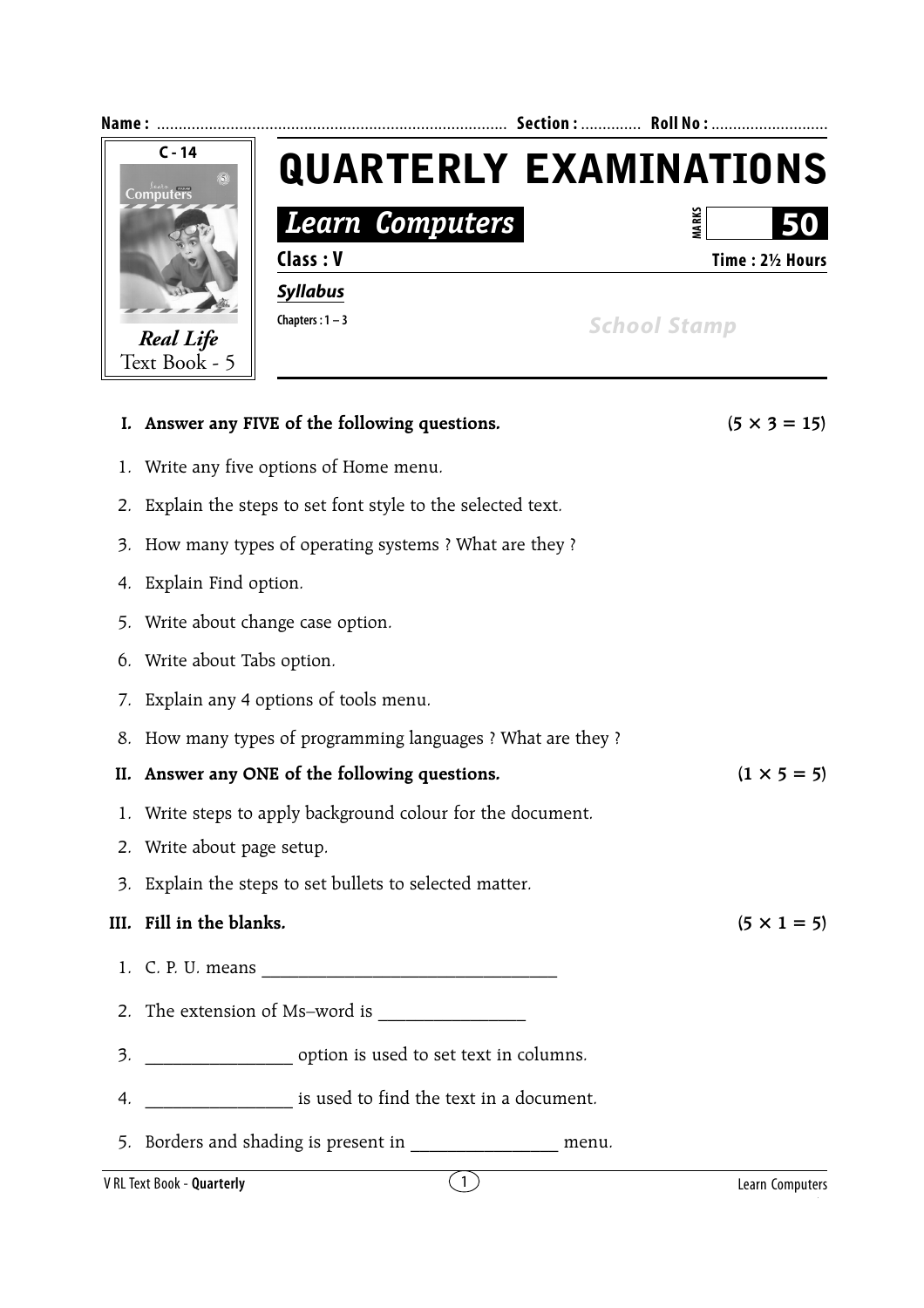Name : ........................................................................ Section : ............. Roll No : ..........................

C - 14

*Real Life*
Text Book - 5

# QUARTERLY EXAMINATIONS

## *Learn Computers*

MARKS **50**

**Class : V** **Time : 2½ Hours**

***Syllabus***

Chapters : 1 – 3

*School Stamp*

**I. Answer any FIVE of the following questions.** **(5 × 3 = 15)**

1. Write any five options of Home menu.
2. Explain the steps to set font style to the selected text.
3. How many types of operating systems ? What are they ?
4. Explain Find option.
5. Write about change case option.
6. Write about Tabs option.
7. Explain any 4 options of tools menu.
8. How many types of programming languages ? What are they ?

**II. Answer any ONE of the following questions.** **(1 × 5 = 5)**

1. Write steps to apply background colour for the document.
2. Write about page setup.
3. Explain the steps to set bullets to selected matter.

**III. Fill in the blanks.** **(5 × 1 = 5)**

1. C. P. U. means ________________________________
2. The extension of Ms–word is ________________
3. ________________ option is used to set text in columns.
4. ________________ is used to find the text in a document.
5. Borders and shading is present in ________________ menu.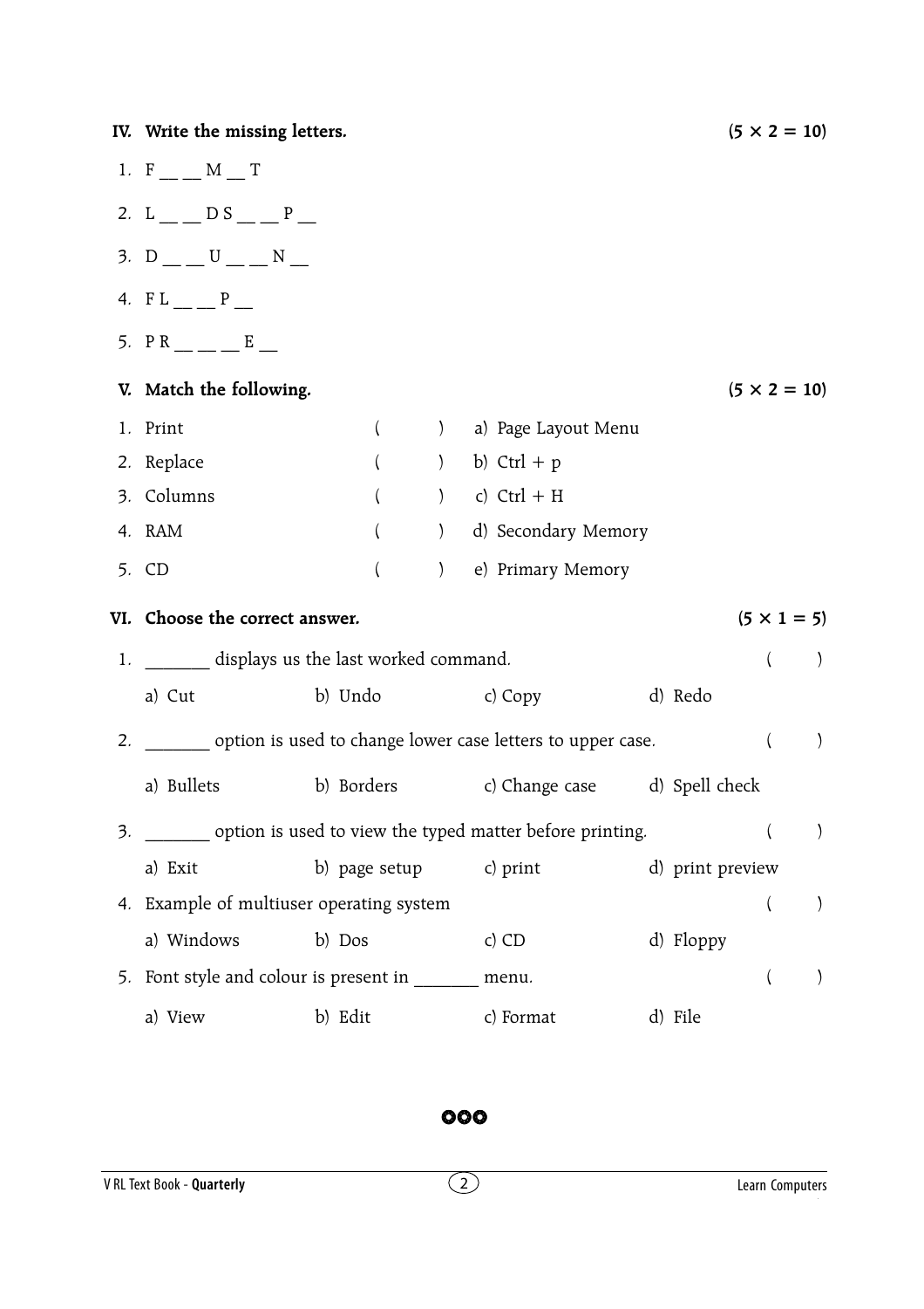## IV. Write the missing letters. (5 × 2 = 10)

1. F __ __ M __ T
2. L __ __ D S __ __ P __
3. D __ __ U __ __ N __
4. F L __ __ P __
5. P R __ __ __ E __

## V. Match the following. (5 × 2 = 10)

| | | | |
|---|---|---|---|
| 1. Print | ( ) | a) Page Layout Menu |
| 2. Replace | ( ) | b) Ctrl + p |
| 3. Columns | ( ) | c) Ctrl + H |
| 4. RAM | ( ) | d) Secondary Memory |
| 5. CD | ( ) | e) Primary Memory |

## VI. Choose the correct answer. (5 × 1 = 5)

1. _______ displays us the last worked command. ( )

   a) Cut  b) Undo  c) Copy  d) Redo

2. _______ option is used to change lower case letters to upper case. ( )

   a) Bullets  b) Borders  c) Change case  d) Spell check

3. _______ option is used to view the typed matter before printing. ( )

   a) Exit  b) page setup  c) print  d) print preview

4. Example of multiuser operating system ( )

   a) Windows  b) Dos  c) CD  d) Floppy

5. Font style and colour is present in _______ menu. ( )

   a) View  b) Edit  c) Format  d) File